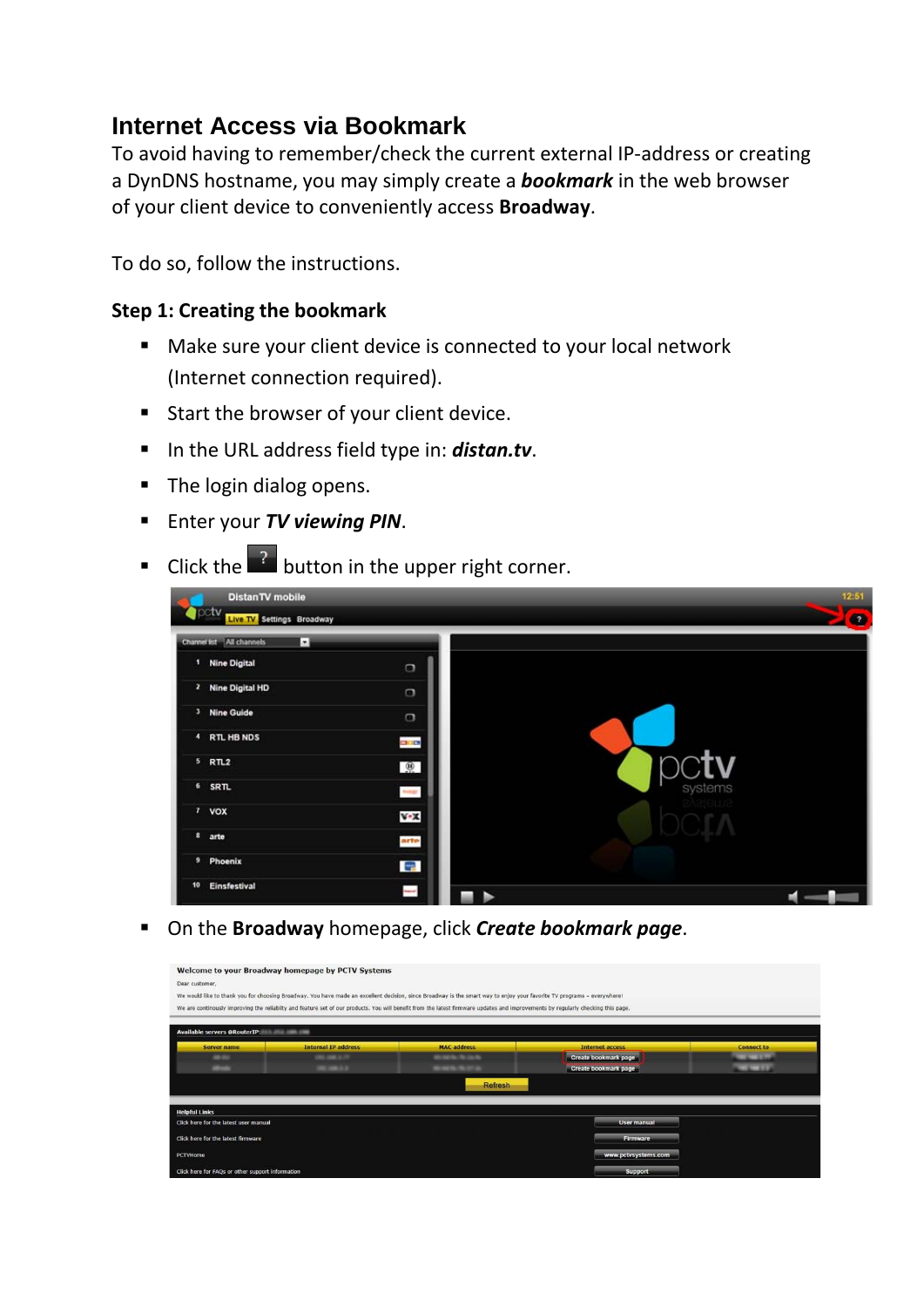# Internet Access via Bookmark

To avoid having to remember/check the current external IP-address or creating a DynDNS hostname, you may simply create a ***bookmark*** in the web browser of your client device to conveniently access **Broadway**.

To do so, follow the instructions.

### Step 1: Creating the bookmark

- Make sure your client device is connected to your local network (Internet connection required).
- Start the browser of your client device.
- In the URL address field type in: ***distan.tv***.
- The login dialog opens.
- Enter your ***TV viewing PIN***.
- Click the ? button in the upper right corner.
- On the **Broadway** homepage, click ***Create bookmark page***.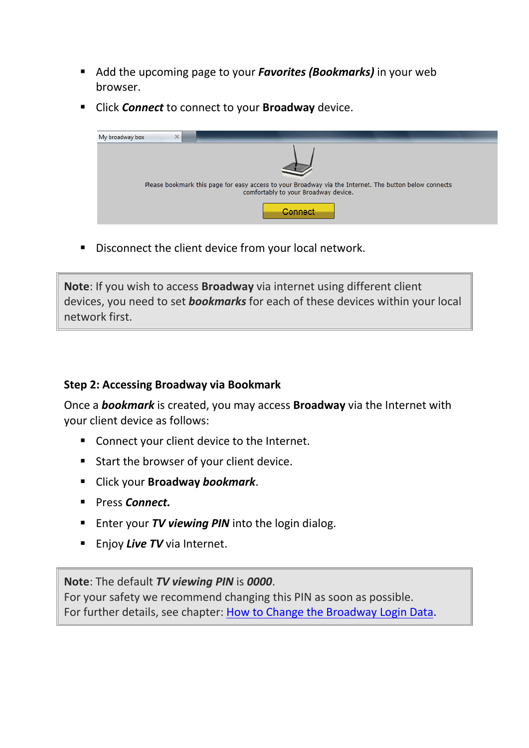- Add the upcoming page to your ***Favorites (Bookmarks)*** in your web browser.
- Click ***Connect*** to connect to your **Broadway** device.

My broadway box

Please bookmark this page for easy access to your Broadway via the Internet. The button below connects comfortably to your Broadway device.

Connect

- Disconnect the client device from your local network.

> **Note**: If you wish to access **Broadway** via internet using different client devices, you need to set ***bookmarks*** for each of these devices within your local network first.

### Step 2: Accessing Broadway via Bookmark

Once a ***bookmark*** is created, you may access **Broadway** via the Internet with your client device as follows:

- Connect your client device to the Internet.
- Start the browser of your client device.
- Click your **Broadway *bookmark***.
- Press ***Connect.***
- Enter your ***TV viewing PIN*** into the login dialog.
- Enjoy ***Live TV*** via Internet.

> **Note**: The default ***TV viewing PIN*** is ***0000***.
> For your safety we recommend changing this PIN as soon as possible.
> For further details, see chapter: How to Change the Broadway Login Data.